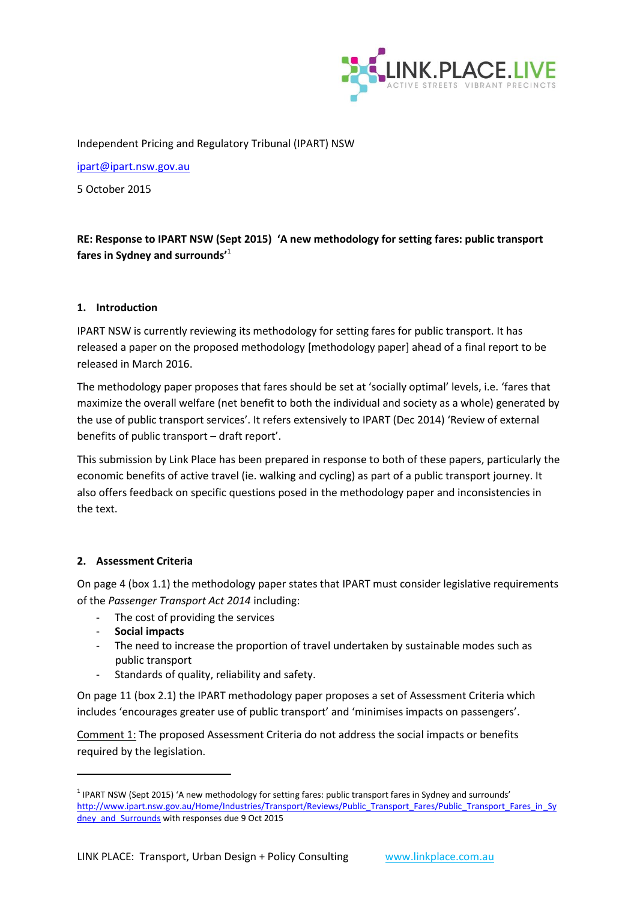LINK.PLACE.LIVE

ACTIVE STREETS VIBRANT PRECINCTS

Independent Pricing and Regulatory Tribunal (IPART) NSW

ipart@ipart.nsw.gov.au

5 October 2015

**RE: Response to IPART NSW (Sept 2015) 'A new methodology for setting fares: public transport fares in Sydney and surrounds'**[1]

## 1. Introduction

IPART NSW is currently reviewing its methodology for setting fares for public transport. It has released a paper on the proposed methodology [methodology paper] ahead of a final report to be released in March 2016.

The methodology paper proposes that fares should be set at 'socially optimal' levels, i.e. 'fares that maximize the overall welfare (net benefit to both the individual and society as a whole) generated by the use of public transport services'. It refers extensively to IPART (Dec 2014) 'Review of external benefits of public transport – draft report'.

This submission by Link Place has been prepared in response to both of these papers, particularly the economic benefits of active travel (ie. walking and cycling) as part of a public transport journey. It also offers feedback on specific questions posed in the methodology paper and inconsistencies in the text.

## 2. Assessment Criteria

On page 4 (box 1.1) the methodology paper states that IPART must consider legislative requirements of the *Passenger Transport Act 2014* including:

- The cost of providing the services
- **Social impacts**
- The need to increase the proportion of travel undertaken by sustainable modes such as public transport
- Standards of quality, reliability and safety.

On page 11 (box 2.1) the IPART methodology paper proposes a set of Assessment Criteria which includes 'encourages greater use of public transport' and 'minimises impacts on passengers'.

Comment 1: The proposed Assessment Criteria do not address the social impacts or benefits required by the legislation.

---

[1] IPART NSW (Sept 2015) 'A new methodology for setting fares: public transport fares in Sydney and surrounds' http://www.ipart.nsw.gov.au/Home/Industries/Transport/Reviews/Public_Transport_Fares/Public_Transport_Fares_in_Sydney_and_Surrounds with responses due 9 Oct 2015

LINK PLACE: Transport, Urban Design + Policy Consulting www.linkplace.com.au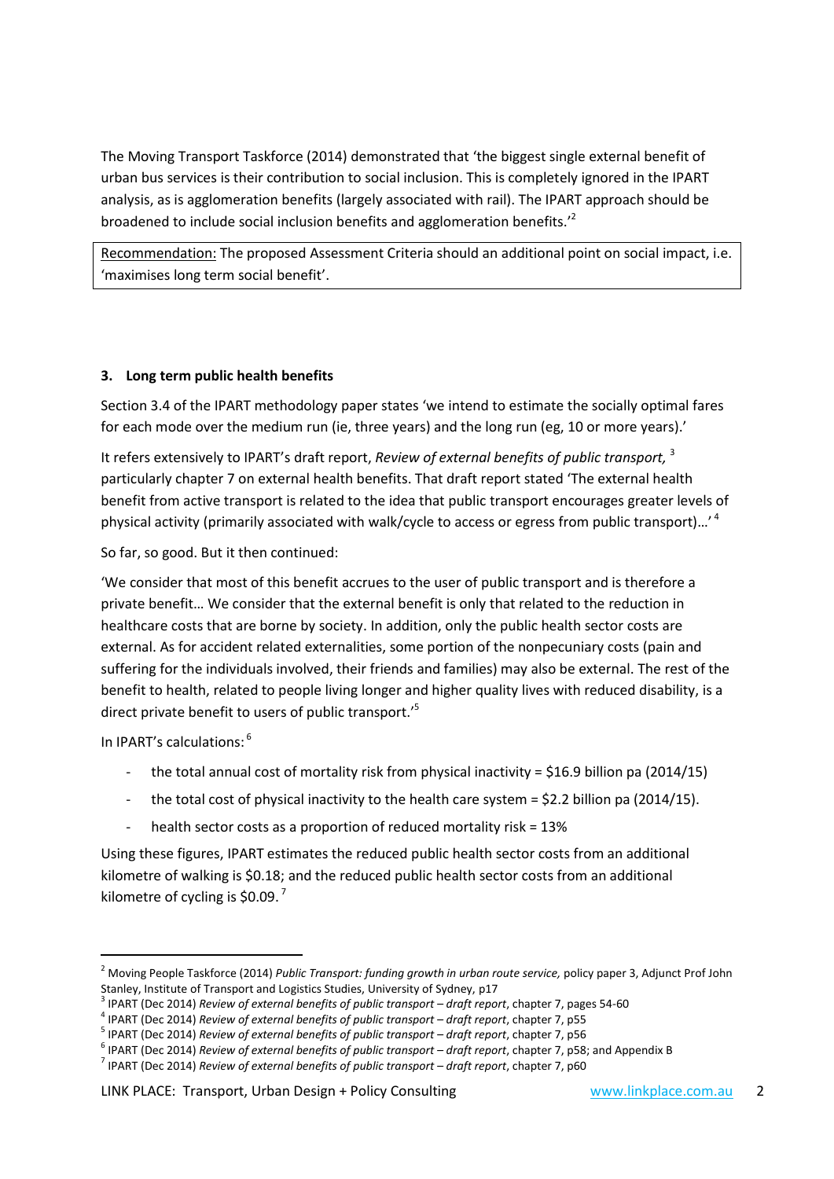The Moving Transport Taskforce (2014) demonstrated that 'the biggest single external benefit of urban bus services is their contribution to social inclusion. This is completely ignored in the IPART analysis, as is agglomeration benefits (largely associated with rail). The IPART approach should be broadened to include social inclusion benefits and agglomeration benefits.'[2]

> Recommendation: The proposed Assessment Criteria should an additional point on social impact, i.e. 'maximises long term social benefit'.

### 3. Long term public health benefits

Section 3.4 of the IPART methodology paper states 'we intend to estimate the socially optimal fares for each mode over the medium run (ie, three years) and the long run (eg, 10 or more years).'

It refers extensively to IPART's draft report, *Review of external benefits of public transport,* [3] particularly chapter 7 on external health benefits. That draft report stated 'The external health benefit from active transport is related to the idea that public transport encourages greater levels of physical activity (primarily associated with walk/cycle to access or egress from public transport)…' [4]

So far, so good. But it then continued:

'We consider that most of this benefit accrues to the user of public transport and is therefore a private benefit… We consider that the external benefit is only that related to the reduction in healthcare costs that are borne by society. In addition, only the public health sector costs are external. As for accident related externalities, some portion of the nonpecuniary costs (pain and suffering for the individuals involved, their friends and families) may also be external. The rest of the benefit to health, related to people living longer and higher quality lives with reduced disability, is a direct private benefit to users of public transport.'[5]

In IPART's calculations: [6]

- the total annual cost of mortality risk from physical inactivity = $16.9 billion pa (2014/15)
- the total cost of physical inactivity to the health care system = $2.2 billion pa (2014/15).
- health sector costs as a proportion of reduced mortality risk = 13%

Using these figures, IPART estimates the reduced public health sector costs from an additional kilometre of walking is $0.18; and the reduced public health sector costs from an additional kilometre of cycling is $0.09. [7]

---

[2] Moving People Taskforce (2014) *Public Transport: funding growth in urban route service,* policy paper 3, Adjunct Prof John Stanley, Institute of Transport and Logistics Studies, University of Sydney, p17

[3] IPART (Dec 2014) *Review of external benefits of public transport – draft report*, chapter 7, pages 54-60

[4] IPART (Dec 2014) *Review of external benefits of public transport – draft report*, chapter 7, p55

[5] IPART (Dec 2014) *Review of external benefits of public transport – draft report*, chapter 7, p56

[6] IPART (Dec 2014) *Review of external benefits of public transport – draft report*, chapter 7, p58; and Appendix B

[7] IPART (Dec 2014) *Review of external benefits of public transport – draft report*, chapter 7, p60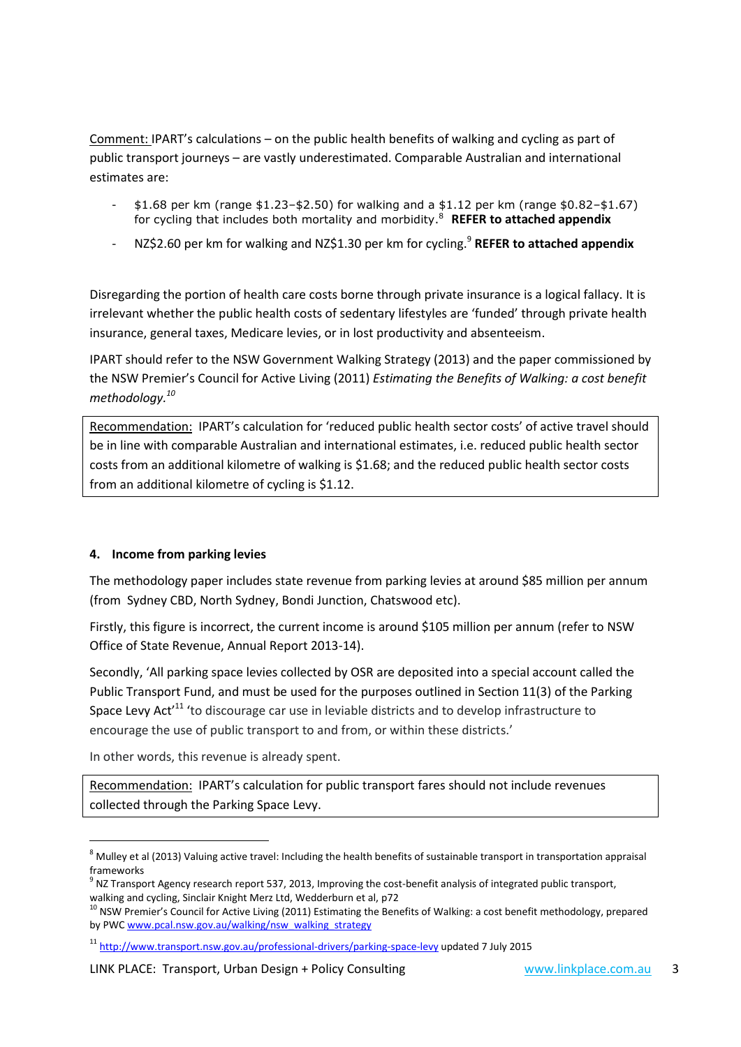Comment: IPART's calculations – on the public health benefits of walking and cycling as part of public transport journeys – are vastly underestimated. Comparable Australian and international estimates are:

- $1.68 per km (range $1.23–$2.50) for walking and a $1.12 per km (range $0.82–$1.67) for cycling that includes both mortality and morbidity.[8] **REFER to attached appendix**
- NZ$2.60 per km for walking and NZ$1.30 per km for cycling.[9] **REFER to attached appendix**

Disregarding the portion of health care costs borne through private insurance is a logical fallacy. It is irrelevant whether the public health costs of sedentary lifestyles are 'funded' through private health insurance, general taxes, Medicare levies, or in lost productivity and absenteeism.

IPART should refer to the NSW Government Walking Strategy (2013) and the paper commissioned by the NSW Premier's Council for Active Living (2011) *Estimating the Benefits of Walking: a cost benefit methodology.*[10]

> Recommendation: IPART's calculation for 'reduced public health sector costs' of active travel should be in line with comparable Australian and international estimates, i.e. reduced public health sector costs from an additional kilometre of walking is $1.68; and the reduced public health sector costs from an additional kilometre of cycling is $1.12.

**4. Income from parking levies**

The methodology paper includes state revenue from parking levies at around $85 million per annum (from Sydney CBD, North Sydney, Bondi Junction, Chatswood etc).

Firstly, this figure is incorrect, the current income is around $105 million per annum (refer to NSW Office of State Revenue, Annual Report 2013-14).

Secondly, 'All parking space levies collected by OSR are deposited into a special account called the Public Transport Fund, and must be used for the purposes outlined in Section 11(3) of the Parking Space Levy Act'[11] 'to discourage car use in leviable districts and to develop infrastructure to encourage the use of public transport to and from, or within these districts.'

In other words, this revenue is already spent.

> Recommendation: IPART's calculation for public transport fares should not include revenues collected through the Parking Space Levy.

---

[8] Mulley et al (2013) Valuing active travel: Including the health benefits of sustainable transport in transportation appraisal frameworks

[9] NZ Transport Agency research report 537, 2013, Improving the cost-benefit analysis of integrated public transport, walking and cycling, Sinclair Knight Merz Ltd, Wedderburn et al, p72

[10] NSW Premier's Council for Active Living (2011) Estimating the Benefits of Walking: a cost benefit methodology, prepared by PWC www.pcal.nsw.gov.au/walking/nsw_walking_strategy

[11] http://www.transport.nsw.gov.au/professional-drivers/parking-space-levy updated 7 July 2015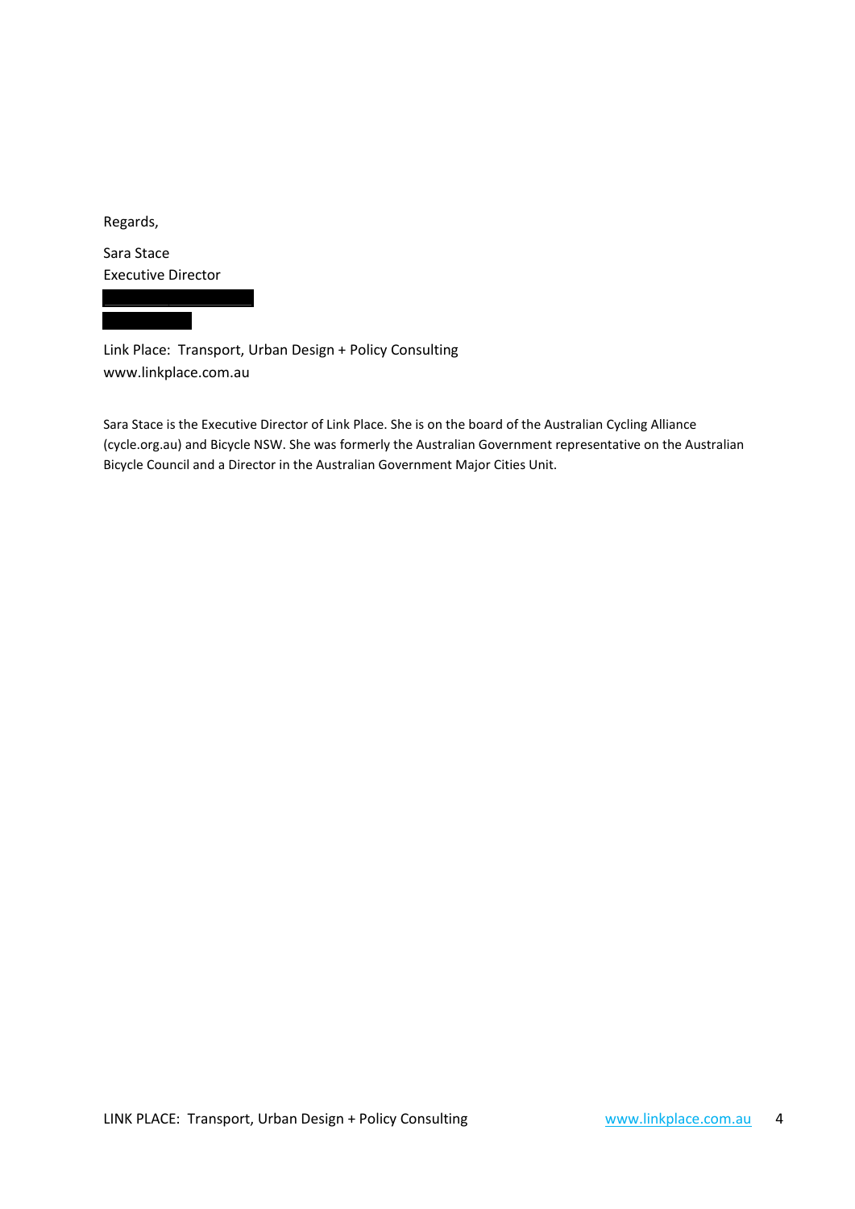Regards,

Sara Stace
Executive Director

Link Place: Transport, Urban Design + Policy Consulting
www.linkplace.com.au

Sara Stace is the Executive Director of Link Place. She is on the board of the Australian Cycling Alliance (cycle.org.au) and Bicycle NSW. She was formerly the Australian Government representative on the Australian Bicycle Council and a Director in the Australian Government Major Cities Unit.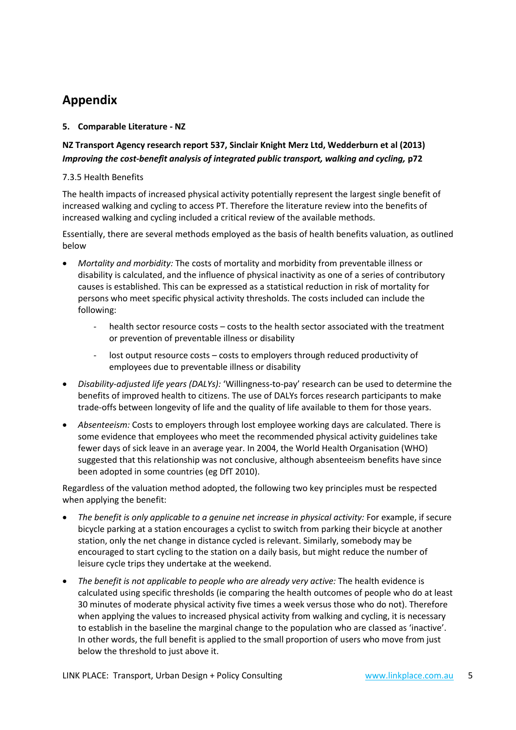# Appendix

**5. Comparable Literature - NZ**

**NZ Transport Agency research report 537, Sinclair Knight Merz Ltd, Wedderburn et al (2013)**
***Improving the cost-benefit analysis of integrated public transport, walking and cycling,*** **p72**

7.3.5 Health Benefits

The health impacts of increased physical activity potentially represent the largest single benefit of increased walking and cycling to access PT. Therefore the literature review into the benefits of increased walking and cycling included a critical review of the available methods.

Essentially, there are several methods employed as the basis of health benefits valuation, as outlined below

- *Mortality and morbidity:* The costs of mortality and morbidity from preventable illness or disability is calculated, and the influence of physical inactivity as one of a series of contributory causes is established. This can be expressed as a statistical reduction in risk of mortality for persons who meet specific physical activity thresholds. The costs included can include the following:
    - health sector resource costs – costs to the health sector associated with the treatment or prevention of preventable illness or disability
    - lost output resource costs – costs to employers through reduced productivity of employees due to preventable illness or disability
- *Disability-adjusted life years (DALYs):* 'Willingness-to-pay' research can be used to determine the benefits of improved health to citizens. The use of DALYs forces research participants to make trade-offs between longevity of life and the quality of life available to them for those years.
- *Absenteeism:* Costs to employers through lost employee working days are calculated. There is some evidence that employees who meet the recommended physical activity guidelines take fewer days of sick leave in an average year. In 2004, the World Health Organisation (WHO) suggested that this relationship was not conclusive, although absenteeism benefits have since been adopted in some countries (eg DfT 2010).

Regardless of the valuation method adopted, the following two key principles must be respected when applying the benefit:

- *The benefit is only applicable to a genuine net increase in physical activity:* For example, if secure bicycle parking at a station encourages a cyclist to switch from parking their bicycle at another station, only the net change in distance cycled is relevant. Similarly, somebody may be encouraged to start cycling to the station on a daily basis, but might reduce the number of leisure cycle trips they undertake at the weekend.
- *The benefit is not applicable to people who are already very active:* The health evidence is calculated using specific thresholds (ie comparing the health outcomes of people who do at least 30 minutes of moderate physical activity five times a week versus those who do not). Therefore when applying the values to increased physical activity from walking and cycling, it is necessary to establish in the baseline the marginal change to the population who are classed as 'inactive'. In other words, the full benefit is applied to the small proportion of users who move from just below the threshold to just above it.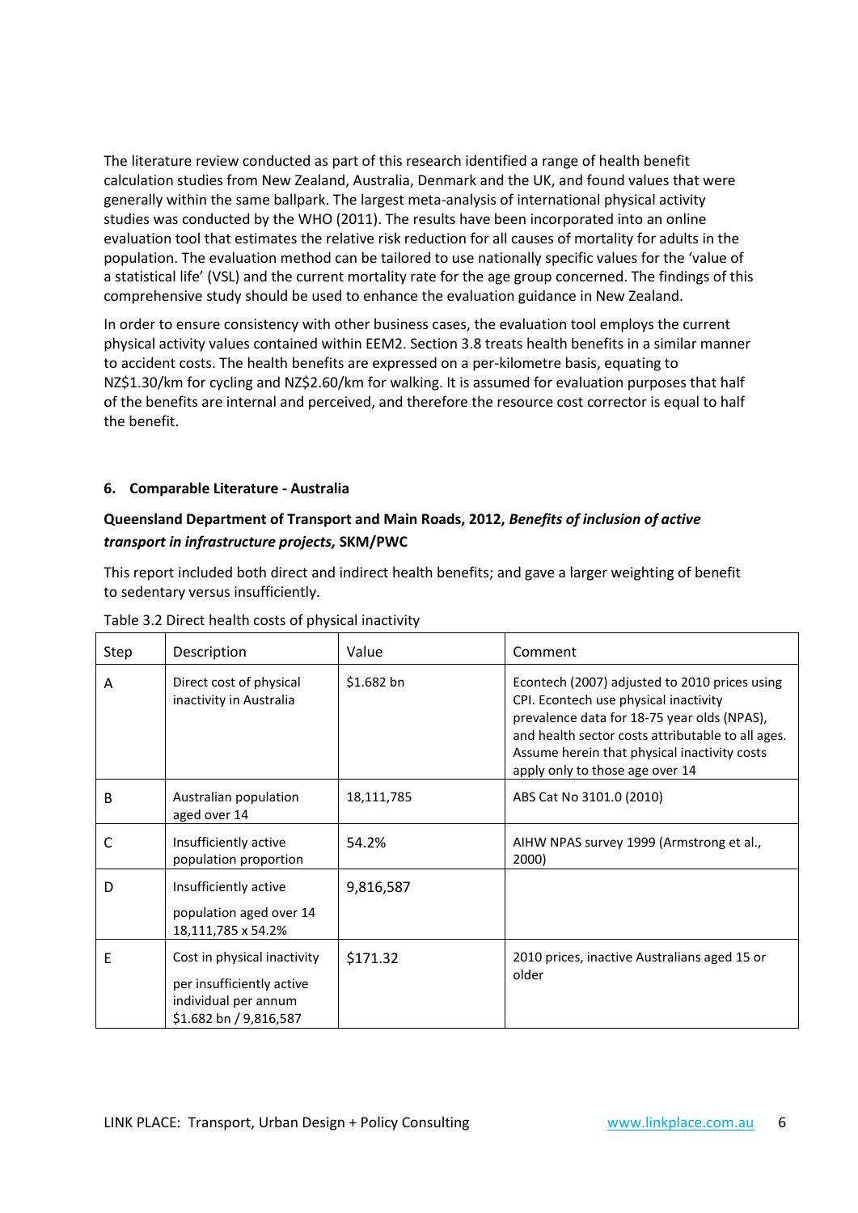The literature review conducted as part of this research identified a range of health benefit calculation studies from New Zealand, Australia, Denmark and the UK, and found values that were generally within the same ballpark. The largest meta-analysis of international physical activity studies was conducted by the WHO (2011). The results have been incorporated into an online evaluation tool that estimates the relative risk reduction for all causes of mortality for adults in the population. The evaluation method can be tailored to use nationally specific values for the 'value of a statistical life' (VSL) and the current mortality rate for the age group concerned. The findings of this comprehensive study should be used to enhance the evaluation guidance in New Zealand.

In order to ensure consistency with other business cases, the evaluation tool employs the current physical activity values contained within EEM2. Section 3.8 treats health benefits in a similar manner to accident costs. The health benefits are expressed on a per-kilometre basis, equating to NZ$1.30/km for cycling and NZ$2.60/km for walking. It is assumed for evaluation purposes that half of the benefits are internal and perceived, and therefore the resource cost corrector is equal to half the benefit.

## 6. Comparable Literature - Australia

**Queensland Department of Transport and Main Roads, 2012, *Benefits of inclusion of active transport in infrastructure projects,* SKM/PWC**

This report included both direct and indirect health benefits; and gave a larger weighting of benefit to sedentary versus insufficiently.

Table 3.2 Direct health costs of physical inactivity

| Step | Description | Value | Comment |
|---|---|---|---|
| A | Direct cost of physical inactivity in Australia | $1.682 bn | Econtech (2007) adjusted to 2010 prices using CPI. Econtech use physical inactivity prevalence data for 18-75 year olds (NPAS), and health sector costs attributable to all ages. Assume herein that physical inactivity costs apply only to those age over 14 |
| B | Australian population aged over 14 | 18,111,785 | ABS Cat No 3101.0 (2010) |
| C | Insufficiently active population proportion | 54.2% | AIHW NPAS survey 1999 (Armstrong et al., 2000) |
| D | Insufficiently active population aged over 14 18,111,785 x 54.2% | 9,816,587 | |
| E | Cost in physical inactivity per insufficiently active individual per annum $1.682 bn / 9,816,587 | $171.32 | 2010 prices, inactive Australians aged 15 or older |